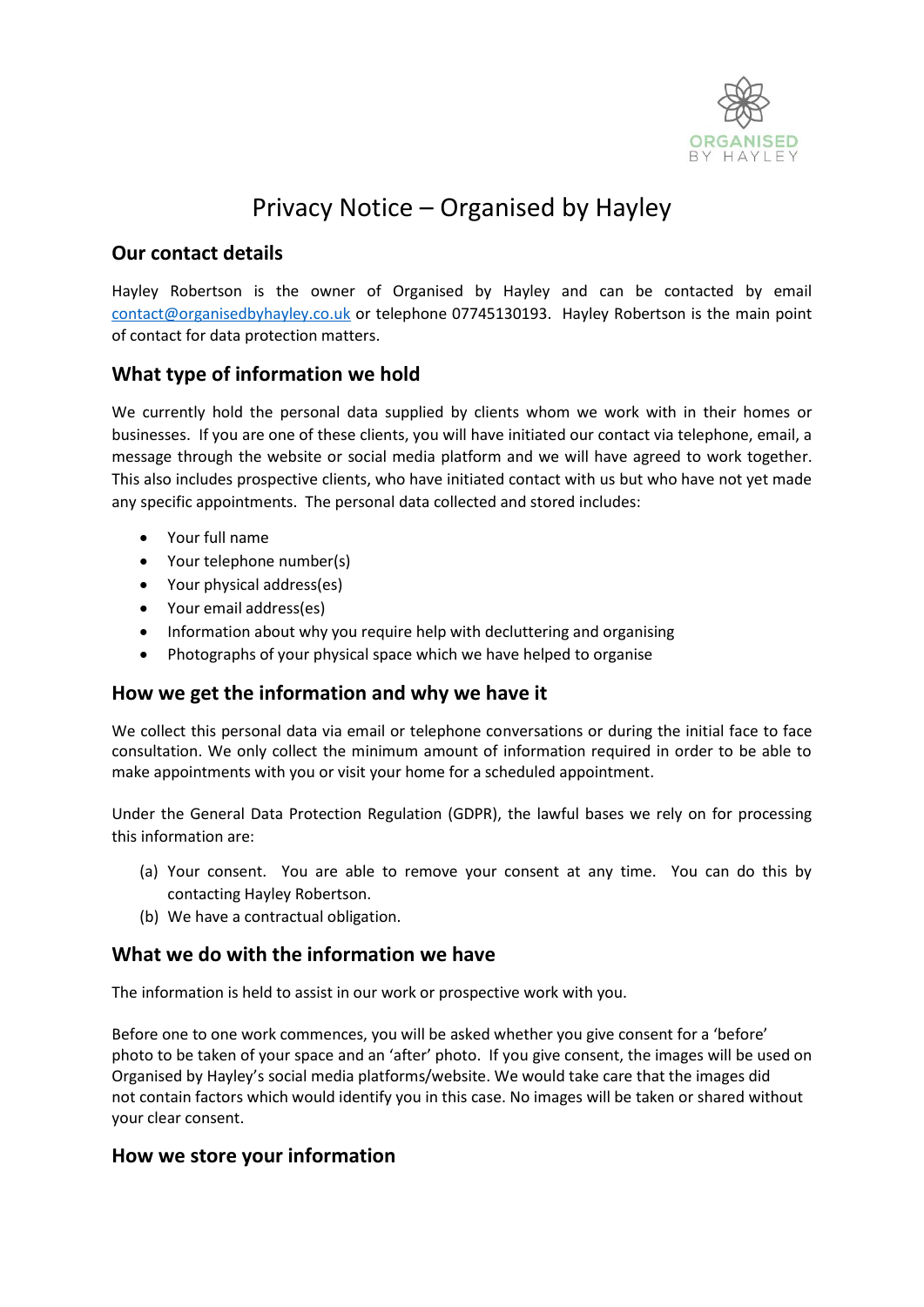# Privacy Notice – Organised by Hayley

## Our contact details

Hayley Robertson is the owner of Organised by Hayley and can be contacted by email contact@organisedbyhayley.co.uk or telephone 07745130193. Hayley Robertson is the main point of contact for data protection matters.

## What type of information we hold

We currently hold the personal data supplied by clients whom we work with in their homes or businesses. If you are one of these clients, you will have initiated our contact via telephone, email, a message through the website or social media platform and we will have agreed to work together. This also includes prospective clients, who have initiated contact with us but who have not yet made any specific appointments. The personal data collected and stored includes:

- Your full name
- Your telephone number(s)
- Your physical address(es)
- Your email address(es)
- Information about why you require help with decluttering and organising
- Photographs of your physical space which we have helped to organise

## How we get the information and why we have it

We collect this personal data via email or telephone conversations or during the initial face to face consultation. We only collect the minimum amount of information required in order to be able to make appointments with you or visit your home for a scheduled appointment.

Under the General Data Protection Regulation (GDPR), the lawful bases we rely on for processing this information are:

(a) Your consent. You are able to remove your consent at any time. You can do this by contacting Hayley Robertson.

(b) We have a contractual obligation.

## What we do with the information we have

The information is held to assist in our work or prospective work with you.

Before one to one work commences, you will be asked whether you give consent for a 'before' photo to be taken of your space and an 'after' photo. If you give consent, the images will be used on Organised by Hayley's social media platforms/website. We would take care that the images did not contain factors which would identify you in this case. No images will be taken or shared without your clear consent.

## How we store your information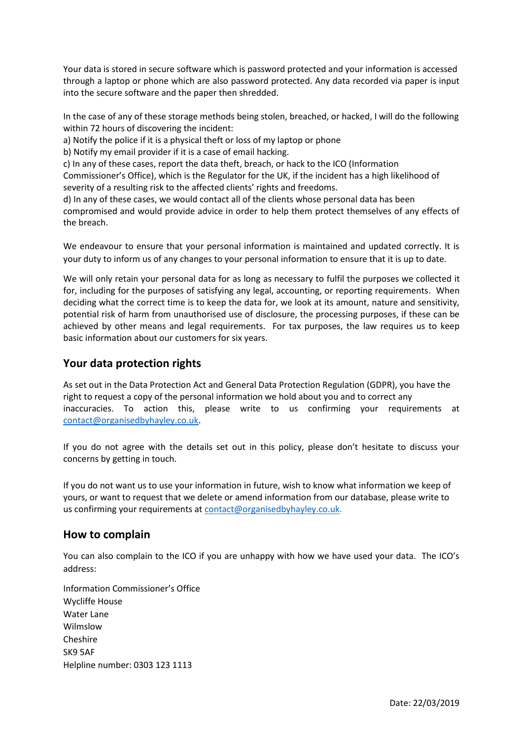Your data is stored in secure software which is password protected and your information is accessed through a laptop or phone which are also password protected. Any data recorded via paper is input into the secure software and the paper then shredded.

In the case of any of these storage methods being stolen, breached, or hacked, I will do the following within 72 hours of discovering the incident:
a) Notify the police if it is a physical theft or loss of my laptop or phone
b) Notify my email provider if it is a case of email hacking.
c) In any of these cases, report the data theft, breach, or hack to the ICO (Information Commissioner's Office), which is the Regulator for the UK, if the incident has a high likelihood of severity of a resulting risk to the affected clients' rights and freedoms.
d) In any of these cases, we would contact all of the clients whose personal data has been compromised and would provide advice in order to help them protect themselves of any effects of the breach.

We endeavour to ensure that your personal information is maintained and updated correctly. It is your duty to inform us of any changes to your personal information to ensure that it is up to date.

We will only retain your personal data for as long as necessary to fulfil the purposes we collected it for, including for the purposes of satisfying any legal, accounting, or reporting requirements. When deciding what the correct time is to keep the data for, we look at its amount, nature and sensitivity, potential risk of harm from unauthorised use of disclosure, the processing purposes, if these can be achieved by other means and legal requirements. For tax purposes, the law requires us to keep basic information about our customers for six years.

## Your data protection rights

As set out in the Data Protection Act and General Data Protection Regulation (GDPR), you have the right to request a copy of the personal information we hold about you and to correct any inaccuracies. To action this, please write to us confirming your requirements at contact@organisedbyhayley.co.uk.

If you do not agree with the details set out in this policy, please don't hesitate to discuss your concerns by getting in touch.

If you do not want us to use your information in future, wish to know what information we keep of yours, or want to request that we delete or amend information from our database, please write to us confirming your requirements at contact@organisedbyhayley.co.uk.

## How to complain

You can also complain to the ICO if you are unhappy with how we have used your data. The ICO's address:

Information Commissioner's Office
Wycliffe House
Water Lane
Wilmslow
Cheshire
SK9 5AF
Helpline number: 0303 123 1113

Date: 22/03/2019